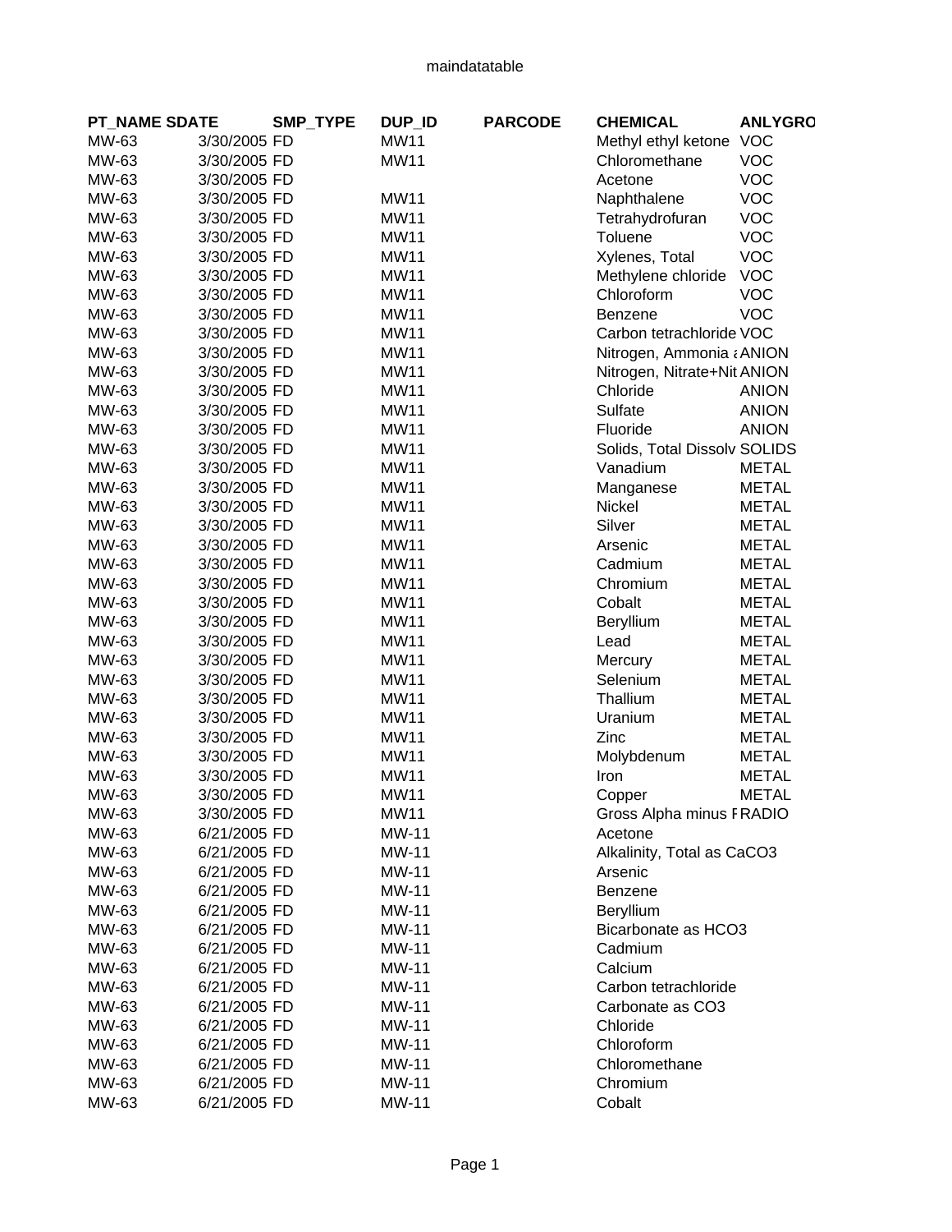maindatatable

| PT_NAME | SDATE | SMP_TYPE | DUP_ID | PARCODE | CHEMICAL | ANLYGRO |
|---|---|---|---|---|---|---|
| MW-63 | 3/30/2005 | FD | MW11 | | Methyl ethyl ketone | VOC |
| MW-63 | 3/30/2005 | FD | MW11 | | Chloromethane | VOC |
| MW-63 | 3/30/2005 | FD | | | Acetone | VOC |
| MW-63 | 3/30/2005 | FD | MW11 | | Naphthalene | VOC |
| MW-63 | 3/30/2005 | FD | MW11 | | Tetrahydrofuran | VOC |
| MW-63 | 3/30/2005 | FD | MW11 | | Toluene | VOC |
| MW-63 | 3/30/2005 | FD | MW11 | | Xylenes, Total | VOC |
| MW-63 | 3/30/2005 | FD | MW11 | | Methylene chloride | VOC |
| MW-63 | 3/30/2005 | FD | MW11 | | Chloroform | VOC |
| MW-63 | 3/30/2005 | FD | MW11 | | Benzene | VOC |
| MW-63 | 3/30/2005 | FD | MW11 | | Carbon tetrachloride | VOC |
| MW-63 | 3/30/2005 | FD | MW11 | | Nitrogen, Ammonia a | ANION |
| MW-63 | 3/30/2005 | FD | MW11 | | Nitrogen, Nitrate+Nit | ANION |
| MW-63 | 3/30/2005 | FD | MW11 | | Chloride | ANION |
| MW-63 | 3/30/2005 | FD | MW11 | | Sulfate | ANION |
| MW-63 | 3/30/2005 | FD | MW11 | | Fluoride | ANION |
| MW-63 | 3/30/2005 | FD | MW11 | | Solids, Total Dissolv | SOLIDS |
| MW-63 | 3/30/2005 | FD | MW11 | | Vanadium | METAL |
| MW-63 | 3/30/2005 | FD | MW11 | | Manganese | METAL |
| MW-63 | 3/30/2005 | FD | MW11 | | Nickel | METAL |
| MW-63 | 3/30/2005 | FD | MW11 | | Silver | METAL |
| MW-63 | 3/30/2005 | FD | MW11 | | Arsenic | METAL |
| MW-63 | 3/30/2005 | FD | MW11 | | Cadmium | METAL |
| MW-63 | 3/30/2005 | FD | MW11 | | Chromium | METAL |
| MW-63 | 3/30/2005 | FD | MW11 | | Cobalt | METAL |
| MW-63 | 3/30/2005 | FD | MW11 | | Beryllium | METAL |
| MW-63 | 3/30/2005 | FD | MW11 | | Lead | METAL |
| MW-63 | 3/30/2005 | FD | MW11 | | Mercury | METAL |
| MW-63 | 3/30/2005 | FD | MW11 | | Selenium | METAL |
| MW-63 | 3/30/2005 | FD | MW11 | | Thallium | METAL |
| MW-63 | 3/30/2005 | FD | MW11 | | Uranium | METAL |
| MW-63 | 3/30/2005 | FD | MW11 | | Zinc | METAL |
| MW-63 | 3/30/2005 | FD | MW11 | | Molybdenum | METAL |
| MW-63 | 3/30/2005 | FD | MW11 | | Iron | METAL |
| MW-63 | 3/30/2005 | FD | MW11 | | Copper | METAL |
| MW-63 | 3/30/2005 | FD | MW11 | | Gross Alpha minus F | RADIO |
| MW-63 | 6/21/2005 | FD | MW-11 | | Acetone | |
| MW-63 | 6/21/2005 | FD | MW-11 | | Alkalinity, Total as CaCO3 | |
| MW-63 | 6/21/2005 | FD | MW-11 | | Arsenic | |
| MW-63 | 6/21/2005 | FD | MW-11 | | Benzene | |
| MW-63 | 6/21/2005 | FD | MW-11 | | Beryllium | |
| MW-63 | 6/21/2005 | FD | MW-11 | | Bicarbonate as HCO3 | |
| MW-63 | 6/21/2005 | FD | MW-11 | | Cadmium | |
| MW-63 | 6/21/2005 | FD | MW-11 | | Calcium | |
| MW-63 | 6/21/2005 | FD | MW-11 | | Carbon tetrachloride | |
| MW-63 | 6/21/2005 | FD | MW-11 | | Carbonate as CO3 | |
| MW-63 | 6/21/2005 | FD | MW-11 | | Chloride | |
| MW-63 | 6/21/2005 | FD | MW-11 | | Chloroform | |
| MW-63 | 6/21/2005 | FD | MW-11 | | Chloromethane | |
| MW-63 | 6/21/2005 | FD | MW-11 | | Chromium | |
| MW-63 | 6/21/2005 | FD | MW-11 | | Cobalt | |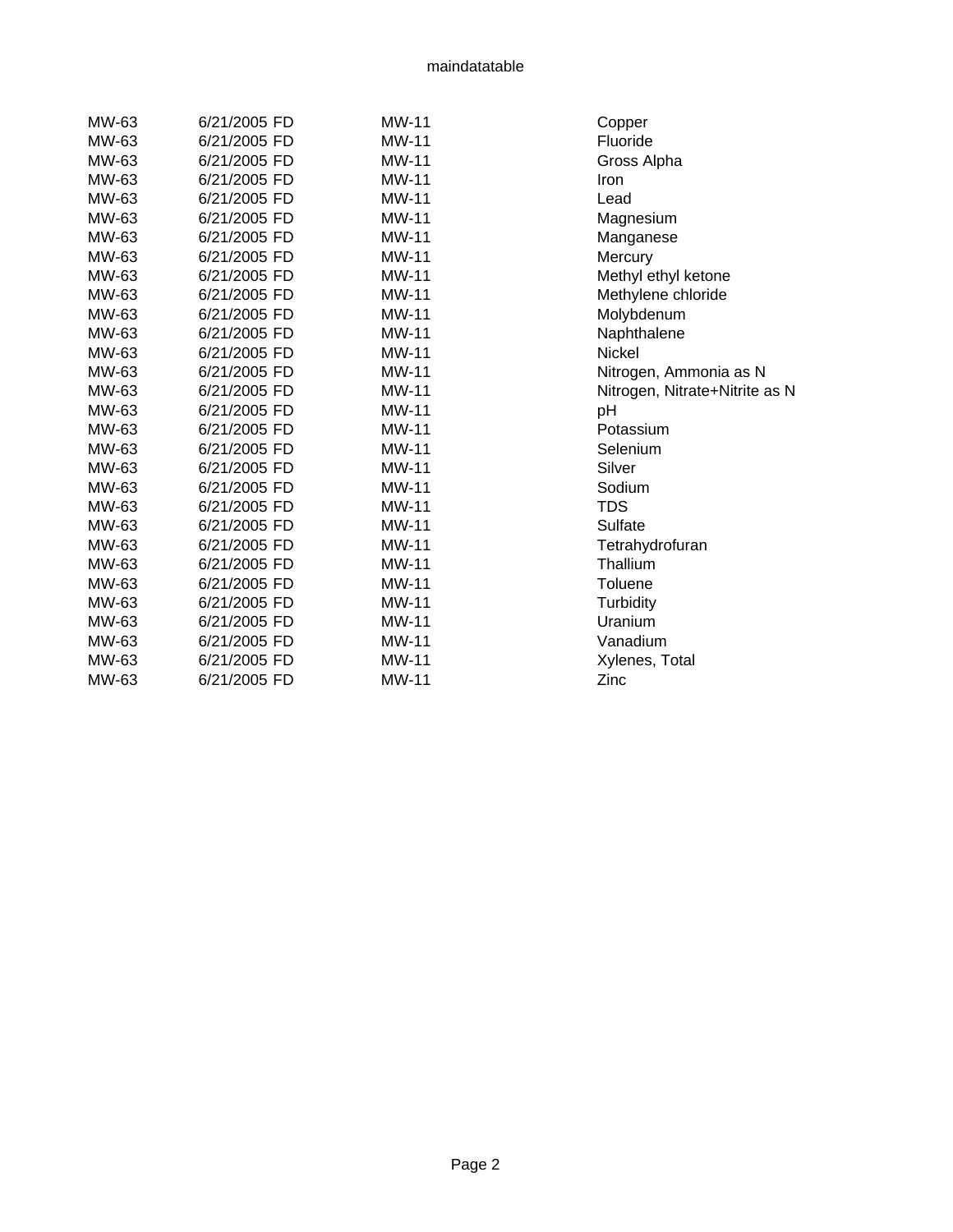| | | | |
|---|---|---|---|
| MW-63 | 6/21/2005 FD | MW-11 | Copper |
| MW-63 | 6/21/2005 FD | MW-11 | Fluoride |
| MW-63 | 6/21/2005 FD | MW-11 | Gross Alpha |
| MW-63 | 6/21/2005 FD | MW-11 | Iron |
| MW-63 | 6/21/2005 FD | MW-11 | Lead |
| MW-63 | 6/21/2005 FD | MW-11 | Magnesium |
| MW-63 | 6/21/2005 FD | MW-11 | Manganese |
| MW-63 | 6/21/2005 FD | MW-11 | Mercury |
| MW-63 | 6/21/2005 FD | MW-11 | Methyl ethyl ketone |
| MW-63 | 6/21/2005 FD | MW-11 | Methylene chloride |
| MW-63 | 6/21/2005 FD | MW-11 | Molybdenum |
| MW-63 | 6/21/2005 FD | MW-11 | Naphthalene |
| MW-63 | 6/21/2005 FD | MW-11 | Nickel |
| MW-63 | 6/21/2005 FD | MW-11 | Nitrogen, Ammonia as N |
| MW-63 | 6/21/2005 FD | MW-11 | Nitrogen, Nitrate+Nitrite as N |
| MW-63 | 6/21/2005 FD | MW-11 | pH |
| MW-63 | 6/21/2005 FD | MW-11 | Potassium |
| MW-63 | 6/21/2005 FD | MW-11 | Selenium |
| MW-63 | 6/21/2005 FD | MW-11 | Silver |
| MW-63 | 6/21/2005 FD | MW-11 | Sodium |
| MW-63 | 6/21/2005 FD | MW-11 | TDS |
| MW-63 | 6/21/2005 FD | MW-11 | Sulfate |
| MW-63 | 6/21/2005 FD | MW-11 | Tetrahydrofuran |
| MW-63 | 6/21/2005 FD | MW-11 | Thallium |
| MW-63 | 6/21/2005 FD | MW-11 | Toluene |
| MW-63 | 6/21/2005 FD | MW-11 | Turbidity |
| MW-63 | 6/21/2005 FD | MW-11 | Uranium |
| MW-63 | 6/21/2005 FD | MW-11 | Vanadium |
| MW-63 | 6/21/2005 FD | MW-11 | Xylenes, Total |
| MW-63 | 6/21/2005 FD | MW-11 | Zinc |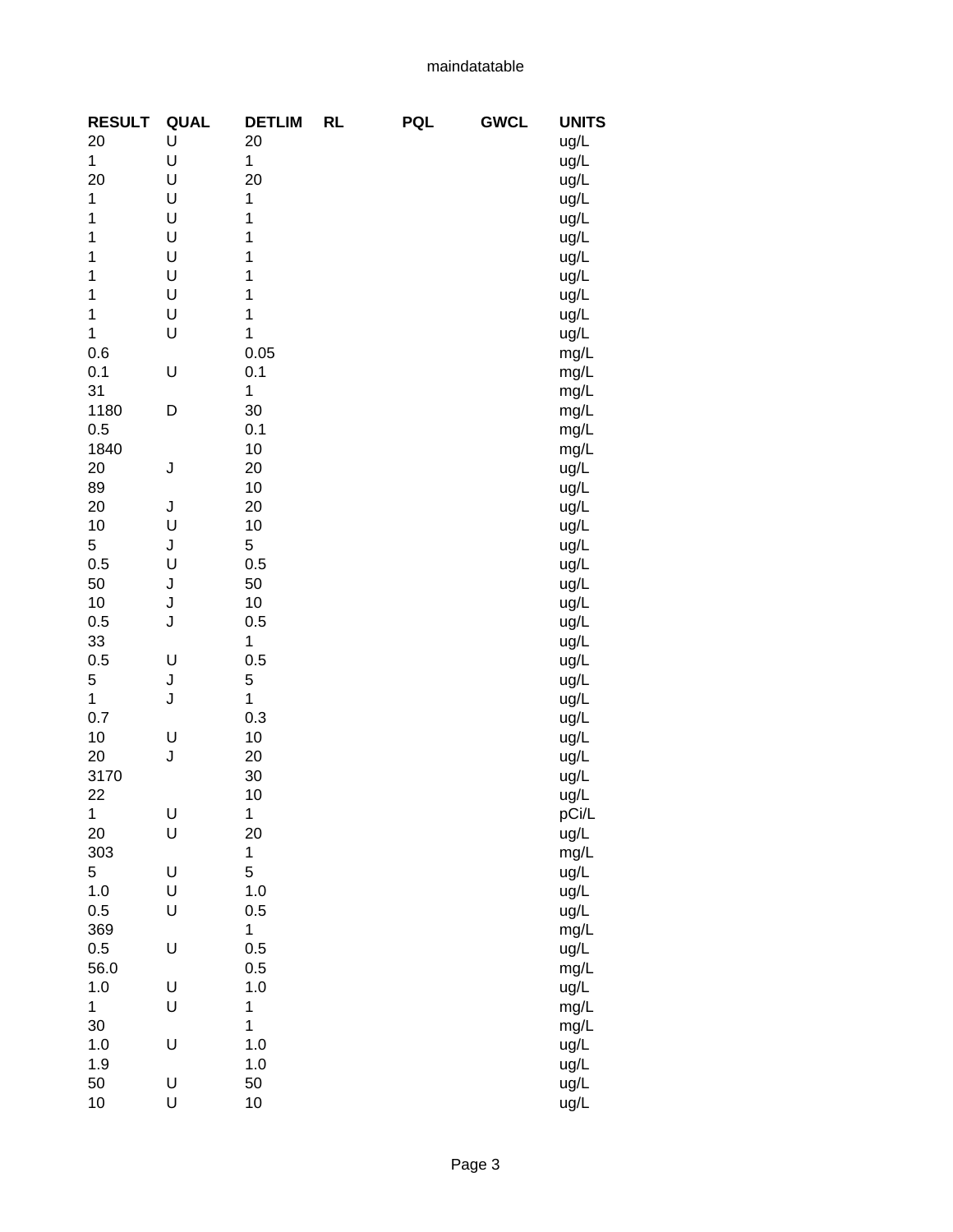| RESULT | QUAL | DETLIM | RL | PQL | GWCL | UNITS |
|---|---|---|---|---|---|---|
| 20 | U | 20 | | | | ug/L |
| 1 | U | 1 | | | | ug/L |
| 20 | U | 20 | | | | ug/L |
| 1 | U | 1 | | | | ug/L |
| 1 | U | 1 | | | | ug/L |
| 1 | U | 1 | | | | ug/L |
| 1 | U | 1 | | | | ug/L |
| 1 | U | 1 | | | | ug/L |
| 1 | U | 1 | | | | ug/L |
| 1 | U | 1 | | | | ug/L |
| 1 | U | 1 | | | | ug/L |
| 0.6 | | 0.05 | | | | mg/L |
| 0.1 | U | 0.1 | | | | mg/L |
| 31 | | 1 | | | | mg/L |
| 1180 | D | 30 | | | | mg/L |
| 0.5 | | 0.1 | | | | mg/L |
| 1840 | | 10 | | | | mg/L |
| 20 | J | 20 | | | | ug/L |
| 89 | | 10 | | | | ug/L |
| 20 | J | 20 | | | | ug/L |
| 10 | U | 10 | | | | ug/L |
| 5 | J | 5 | | | | ug/L |
| 0.5 | U | 0.5 | | | | ug/L |
| 50 | J | 50 | | | | ug/L |
| 10 | J | 10 | | | | ug/L |
| 0.5 | J | 0.5 | | | | ug/L |
| 33 | | 1 | | | | ug/L |
| 0.5 | U | 0.5 | | | | ug/L |
| 5 | J | 5 | | | | ug/L |
| 1 | J | 1 | | | | ug/L |
| 0.7 | | 0.3 | | | | ug/L |
| 10 | U | 10 | | | | ug/L |
| 20 | J | 20 | | | | ug/L |
| 3170 | | 30 | | | | ug/L |
| 22 | | 10 | | | | ug/L |
| 1 | U | 1 | | | | pCi/L |
| 20 | U | 20 | | | | ug/L |
| 303 | | 1 | | | | mg/L |
| 5 | U | 5 | | | | ug/L |
| 1.0 | U | 1.0 | | | | ug/L |
| 0.5 | U | 0.5 | | | | ug/L |
| 369 | | 1 | | | | mg/L |
| 0.5 | U | 0.5 | | | | ug/L |
| 56.0 | | 0.5 | | | | mg/L |
| 1.0 | U | 1.0 | | | | ug/L |
| 1 | U | 1 | | | | mg/L |
| 30 | | 1 | | | | mg/L |
| 1.0 | U | 1.0 | | | | ug/L |
| 1.9 | | 1.0 | | | | ug/L |
| 50 | U | 50 | | | | ug/L |
| 10 | U | 10 | | | | ug/L |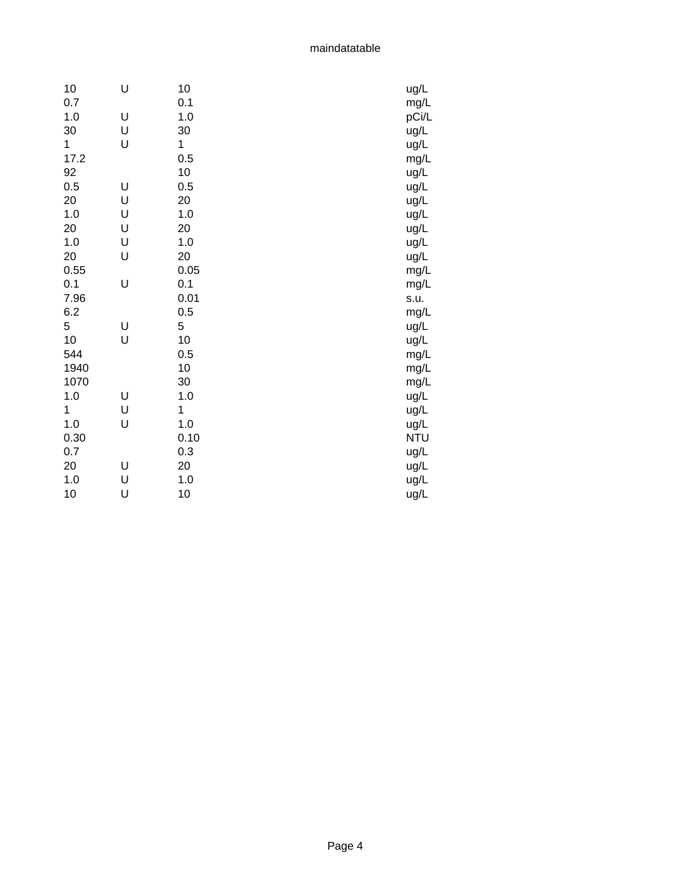| | | | |
|---|---|---|---|
| 10 | U | 10 | ug/L |
| 0.7 | | 0.1 | mg/L |
| 1.0 | U | 1.0 | pCi/L |
| 30 | U | 30 | ug/L |
| 1 | U | 1 | ug/L |
| 17.2 | | 0.5 | mg/L |
| 92 | | 10 | ug/L |
| 0.5 | U | 0.5 | ug/L |
| 20 | U | 20 | ug/L |
| 1.0 | U | 1.0 | ug/L |
| 20 | U | 20 | ug/L |
| 1.0 | U | 1.0 | ug/L |
| 20 | U | 20 | ug/L |
| 0.55 | | 0.05 | mg/L |
| 0.1 | U | 0.1 | mg/L |
| 7.96 | | 0.01 | s.u. |
| 6.2 | | 0.5 | mg/L |
| 5 | U | 5 | ug/L |
| 10 | U | 10 | ug/L |
| 544 | | 0.5 | mg/L |
| 1940 | | 10 | mg/L |
| 1070 | | 30 | mg/L |
| 1.0 | U | 1.0 | ug/L |
| 1 | U | 1 | ug/L |
| 1.0 | U | 1.0 | ug/L |
| 0.30 | | 0.10 | NTU |
| 0.7 | | 0.3 | ug/L |
| 20 | U | 20 | ug/L |
| 1.0 | U | 1.0 | ug/L |
| 10 | U | 10 | ug/L |